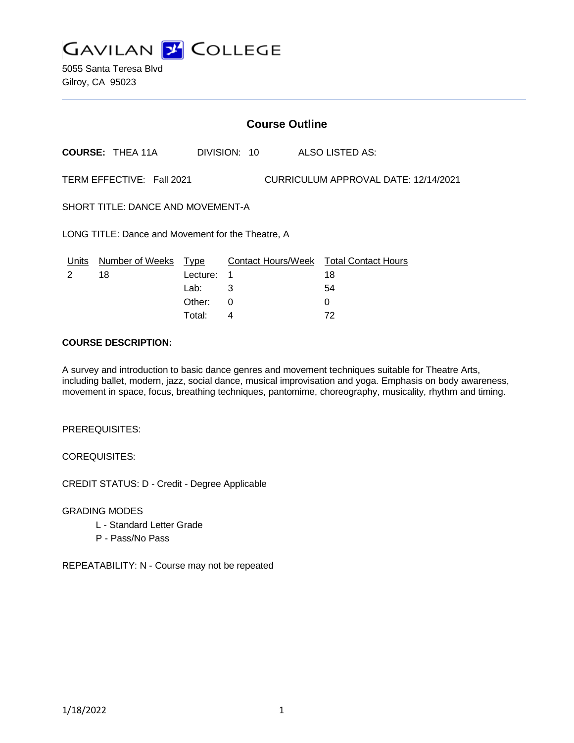GAVILAN COLLEGE

5055 Santa Teresa Blvd
Gilroy, CA 95023

## Course Outline

**COURSE:** THEA 11A DIVISION: 10 ALSO LISTED AS:

TERM EFFECTIVE: Fall 2021 CURRICULUM APPROVAL DATE: 12/14/2021

SHORT TITLE: DANCE AND MOVEMENT-A

LONG TITLE: Dance and Movement for the Theatre, A

| Units | Number of Weeks | Type | Contact Hours/Week | Total Contact Hours |
|---|---|---|---|---|
| 2 | 18 | Lecture: | 1 | 18 |
| | | Lab: | 3 | 54 |
| | | Other: | 0 | 0 |
| | | Total: | 4 | 72 |

**COURSE DESCRIPTION:**

A survey and introduction to basic dance genres and movement techniques suitable for Theatre Arts, including ballet, modern, jazz, social dance, musical improvisation and yoga. Emphasis on body awareness, movement in space, focus, breathing techniques, pantomime, choreography, musicality, rhythm and timing.

PREREQUISITES:

COREQUISITES:

CREDIT STATUS: D - Credit - Degree Applicable

GRADING MODES

- L - Standard Letter Grade
- P - Pass/No Pass

REPEATABILITY: N - Course may not be repeated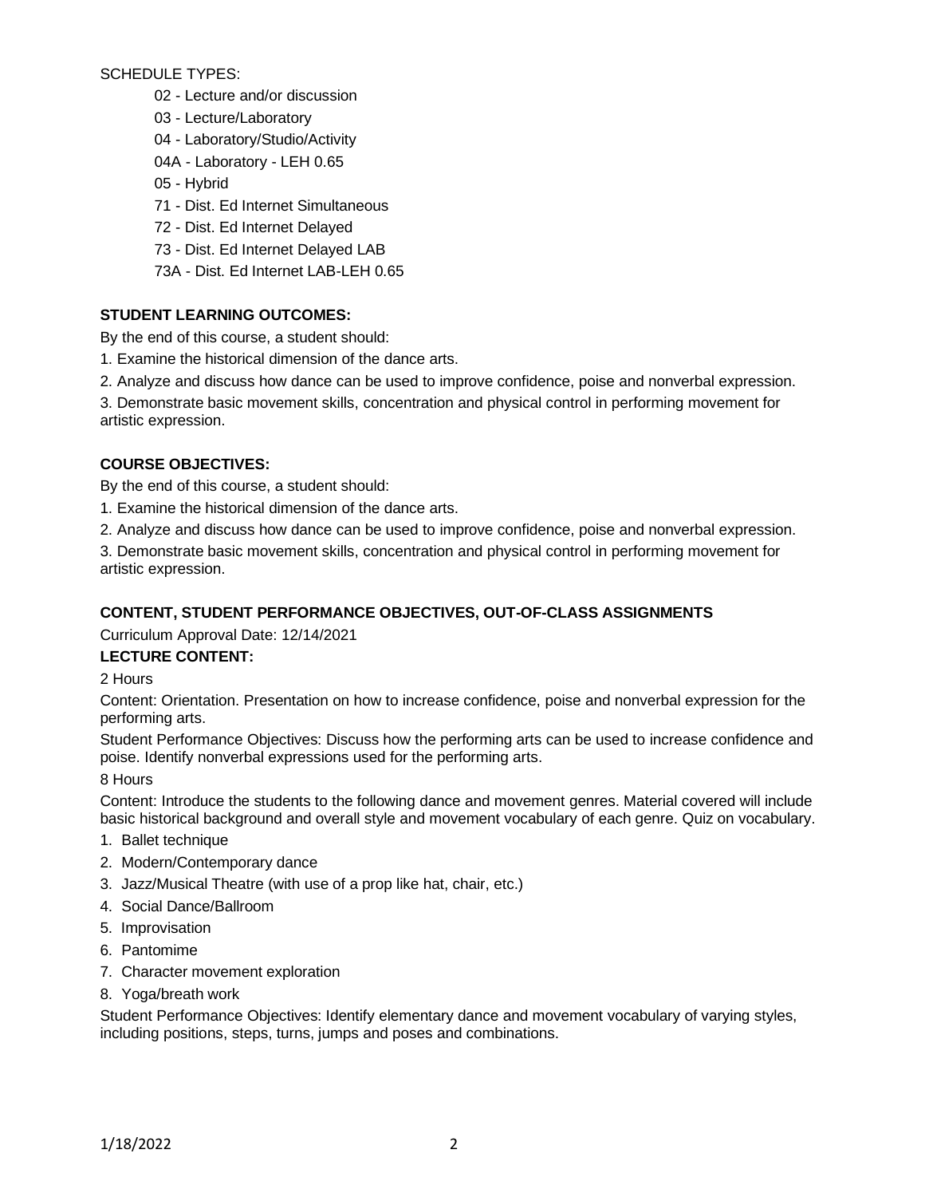SCHEDULE TYPES:

- 02 - Lecture and/or discussion
- 03 - Lecture/Laboratory
- 04 - Laboratory/Studio/Activity
- 04A - Laboratory - LEH 0.65
- 05 - Hybrid
- 71 - Dist. Ed Internet Simultaneous
- 72 - Dist. Ed Internet Delayed
- 73 - Dist. Ed Internet Delayed LAB
- 73A - Dist. Ed Internet LAB-LEH 0.65

**STUDENT LEARNING OUTCOMES:**

By the end of this course, a student should:

1. Examine the historical dimension of the dance arts.
2. Analyze and discuss how dance can be used to improve confidence, poise and nonverbal expression.
3. Demonstrate basic movement skills, concentration and physical control in performing movement for artistic expression.

**COURSE OBJECTIVES:**

By the end of this course, a student should:

1. Examine the historical dimension of the dance arts.
2. Analyze and discuss how dance can be used to improve confidence, poise and nonverbal expression.
3. Demonstrate basic movement skills, concentration and physical control in performing movement for artistic expression.

**CONTENT, STUDENT PERFORMANCE OBJECTIVES, OUT-OF-CLASS ASSIGNMENTS**

Curriculum Approval Date: 12/14/2021

**LECTURE CONTENT:**

2 Hours

Content: Orientation. Presentation on how to increase confidence, poise and nonverbal expression for the performing arts.

Student Performance Objectives: Discuss how the performing arts can be used to increase confidence and poise. Identify nonverbal expressions used for the performing arts.

8 Hours

Content: Introduce the students to the following dance and movement genres. Material covered will include basic historical background and overall style and movement vocabulary of each genre. Quiz on vocabulary.

1. Ballet technique
2. Modern/Contemporary dance
3. Jazz/Musical Theatre (with use of a prop like hat, chair, etc.)
4. Social Dance/Ballroom
5. Improvisation
6. Pantomime
7. Character movement exploration
8. Yoga/breath work

Student Performance Objectives: Identify elementary dance and movement vocabulary of varying styles, including positions, steps, turns, jumps and poses and combinations.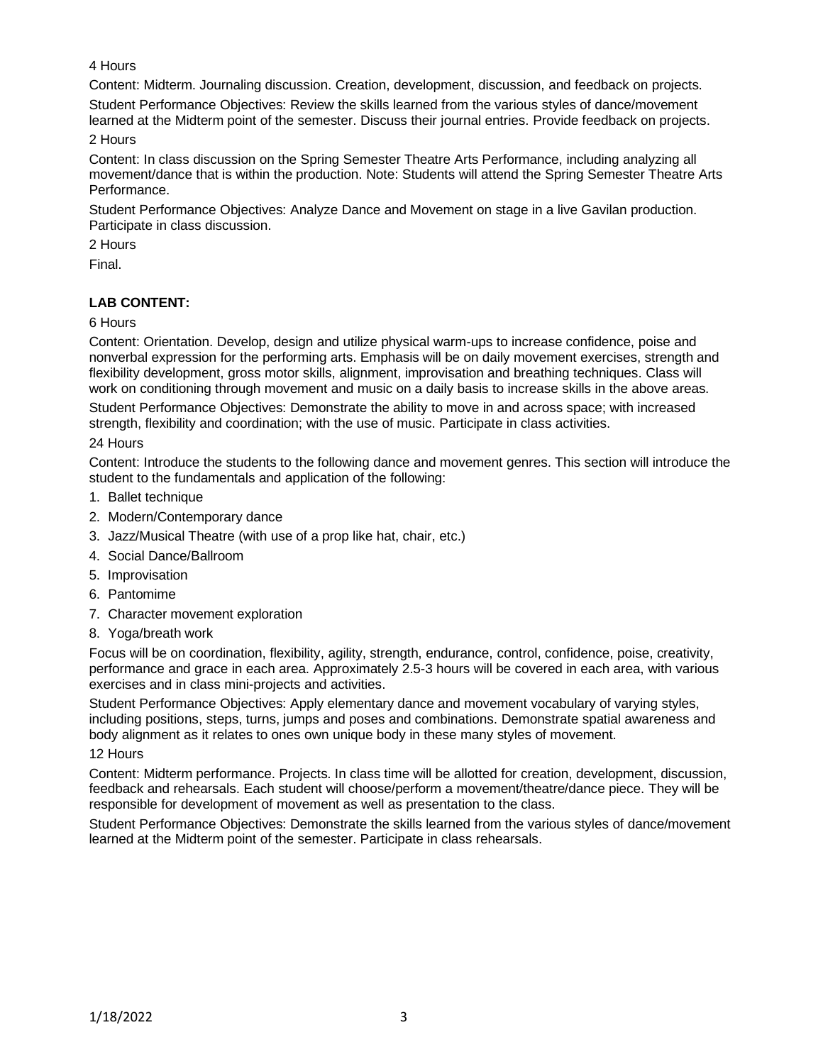4 Hours

Content: Midterm. Journaling discussion. Creation, development, discussion, and feedback on projects.

Student Performance Objectives: Review the skills learned from the various styles of dance/movement learned at the Midterm point of the semester. Discuss their journal entries. Provide feedback on projects.

2 Hours

Content: In class discussion on the Spring Semester Theatre Arts Performance, including analyzing all movement/dance that is within the production. Note: Students will attend the Spring Semester Theatre Arts Performance.

Student Performance Objectives: Analyze Dance and Movement on stage in a live Gavilan production. Participate in class discussion.

2 Hours

Final.

**LAB CONTENT:**

6 Hours

Content: Orientation. Develop, design and utilize physical warm-ups to increase confidence, poise and nonverbal expression for the performing arts. Emphasis will be on daily movement exercises, strength and flexibility development, gross motor skills, alignment, improvisation and breathing techniques. Class will work on conditioning through movement and music on a daily basis to increase skills in the above areas.

Student Performance Objectives: Demonstrate the ability to move in and across space; with increased strength, flexibility and coordination; with the use of music. Participate in class activities.

24 Hours

Content: Introduce the students to the following dance and movement genres. This section will introduce the student to the fundamentals and application of the following:

1. Ballet technique
2. Modern/Contemporary dance
3. Jazz/Musical Theatre (with use of a prop like hat, chair, etc.)
4. Social Dance/Ballroom
5. Improvisation
6. Pantomime
7. Character movement exploration
8. Yoga/breath work

Focus will be on coordination, flexibility, agility, strength, endurance, control, confidence, poise, creativity, performance and grace in each area. Approximately 2.5-3 hours will be covered in each area, with various exercises and in class mini-projects and activities.

Student Performance Objectives: Apply elementary dance and movement vocabulary of varying styles, including positions, steps, turns, jumps and poses and combinations. Demonstrate spatial awareness and body alignment as it relates to ones own unique body in these many styles of movement.

12 Hours

Content: Midterm performance. Projects. In class time will be allotted for creation, development, discussion, feedback and rehearsals. Each student will choose/perform a movement/theatre/dance piece. They will be responsible for development of movement as well as presentation to the class.

Student Performance Objectives: Demonstrate the skills learned from the various styles of dance/movement learned at the Midterm point of the semester. Participate in class rehearsals.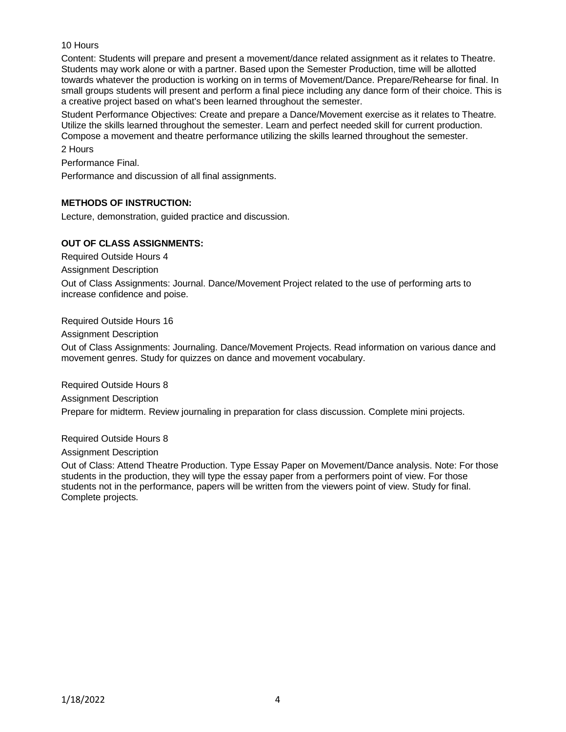10 Hours

Content: Students will prepare and present a movement/dance related assignment as it relates to Theatre. Students may work alone or with a partner. Based upon the Semester Production, time will be allotted towards whatever the production is working on in terms of Movement/Dance. Prepare/Rehearse for final. In small groups students will present and perform a final piece including any dance form of their choice. This is a creative project based on what's been learned throughout the semester.

Student Performance Objectives: Create and prepare a Dance/Movement exercise as it relates to Theatre. Utilize the skills learned throughout the semester. Learn and perfect needed skill for current production. Compose a movement and theatre performance utilizing the skills learned throughout the semester.

2 Hours

Performance Final.

Performance and discussion of all final assignments.

**METHODS OF INSTRUCTION:**

Lecture, demonstration, guided practice and discussion.

**OUT OF CLASS ASSIGNMENTS:**

Required Outside Hours 4

Assignment Description

Out of Class Assignments: Journal. Dance/Movement Project related to the use of performing arts to increase confidence and poise.

Required Outside Hours 16

Assignment Description

Out of Class Assignments: Journaling. Dance/Movement Projects. Read information on various dance and movement genres. Study for quizzes on dance and movement vocabulary.

Required Outside Hours 8

Assignment Description

Prepare for midterm. Review journaling in preparation for class discussion. Complete mini projects.

Required Outside Hours 8

Assignment Description

Out of Class: Attend Theatre Production. Type Essay Paper on Movement/Dance analysis. Note: For those students in the production, they will type the essay paper from a performers point of view. For those students not in the performance, papers will be written from the viewers point of view. Study for final. Complete projects.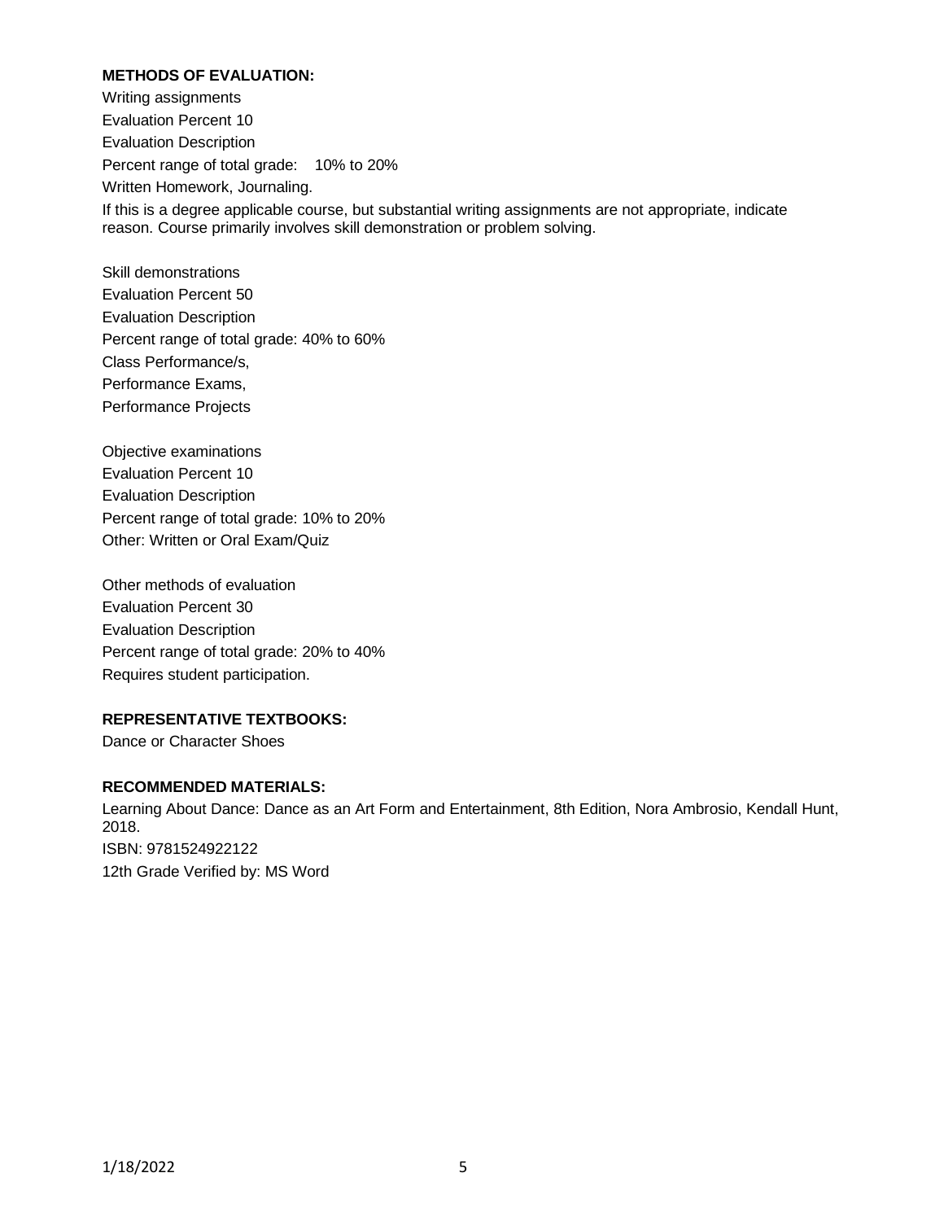**METHODS OF EVALUATION:**

Writing assignments

Evaluation Percent 10

Evaluation Description

Percent range of total grade: 10% to 20%

Written Homework, Journaling.

If this is a degree applicable course, but substantial writing assignments are not appropriate, indicate reason. Course primarily involves skill demonstration or problem solving.

Skill demonstrations

Evaluation Percent 50

Evaluation Description

Percent range of total grade: 40% to 60%

Class Performance/s,

Performance Exams,

Performance Projects

Objective examinations

Evaluation Percent 10

Evaluation Description

Percent range of total grade: 10% to 20%

Other: Written or Oral Exam/Quiz

Other methods of evaluation

Evaluation Percent 30

Evaluation Description

Percent range of total grade: 20% to 40%

Requires student participation.

**REPRESENTATIVE TEXTBOOKS:**

Dance or Character Shoes

**RECOMMENDED MATERIALS:**

Learning About Dance: Dance as an Art Form and Entertainment, 8th Edition, Nora Ambrosio, Kendall Hunt, 2018.

ISBN: 9781524922122

12th Grade Verified by: MS Word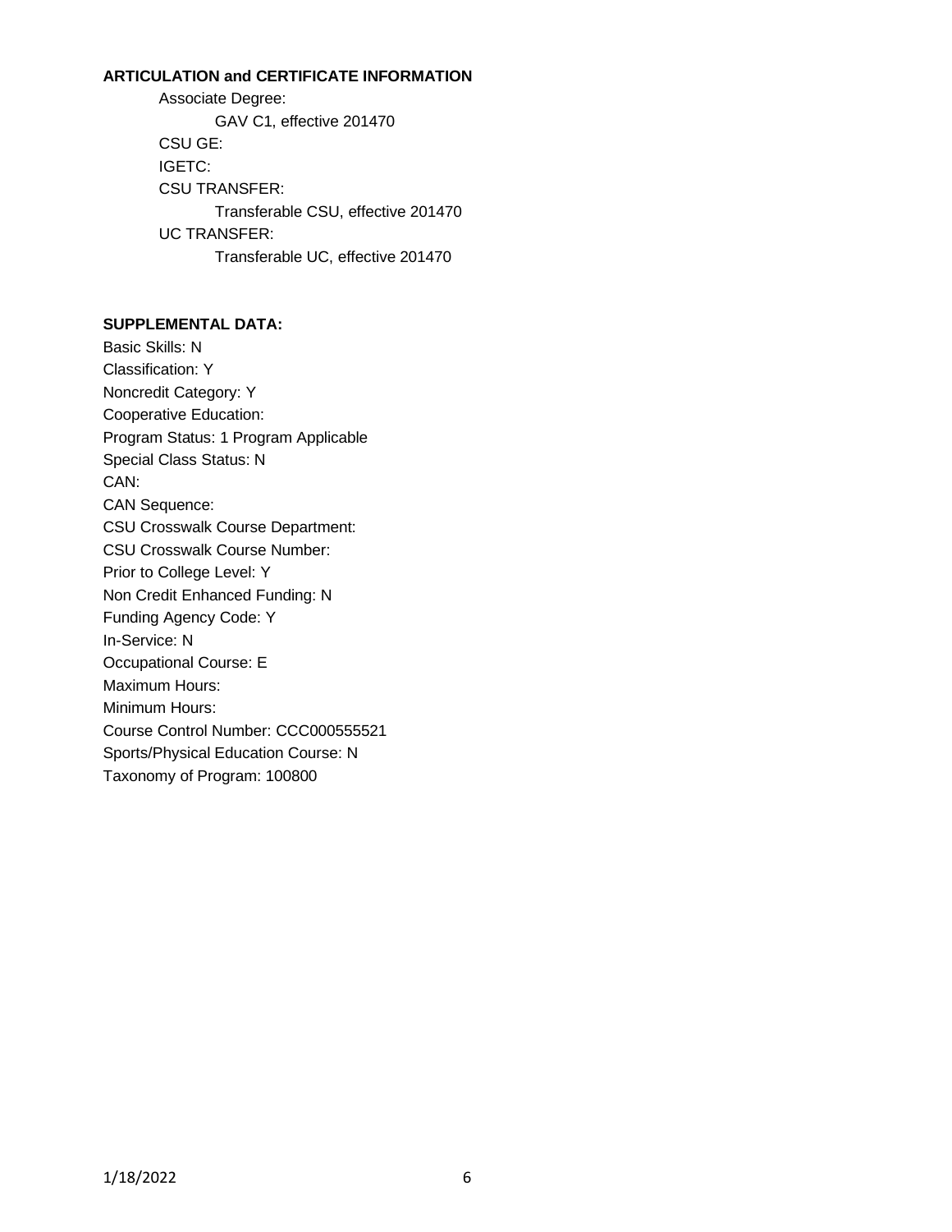**ARTICULATION and CERTIFICATE INFORMATION**

Associate Degree:

GAV C1, effective 201470

CSU GE:

IGETC:

CSU TRANSFER:

Transferable CSU, effective 201470

UC TRANSFER:

Transferable UC, effective 201470

**SUPPLEMENTAL DATA:**

Basic Skills: N
Classification: Y
Noncredit Category: Y
Cooperative Education:
Program Status: 1 Program Applicable
Special Class Status: N
CAN:
CAN Sequence:
CSU Crosswalk Course Department:
CSU Crosswalk Course Number:
Prior to College Level: Y
Non Credit Enhanced Funding: N
Funding Agency Code: Y
In-Service: N
Occupational Course: E
Maximum Hours:
Minimum Hours:
Course Control Number: CCC000555521
Sports/Physical Education Course: N
Taxonomy of Program: 100800